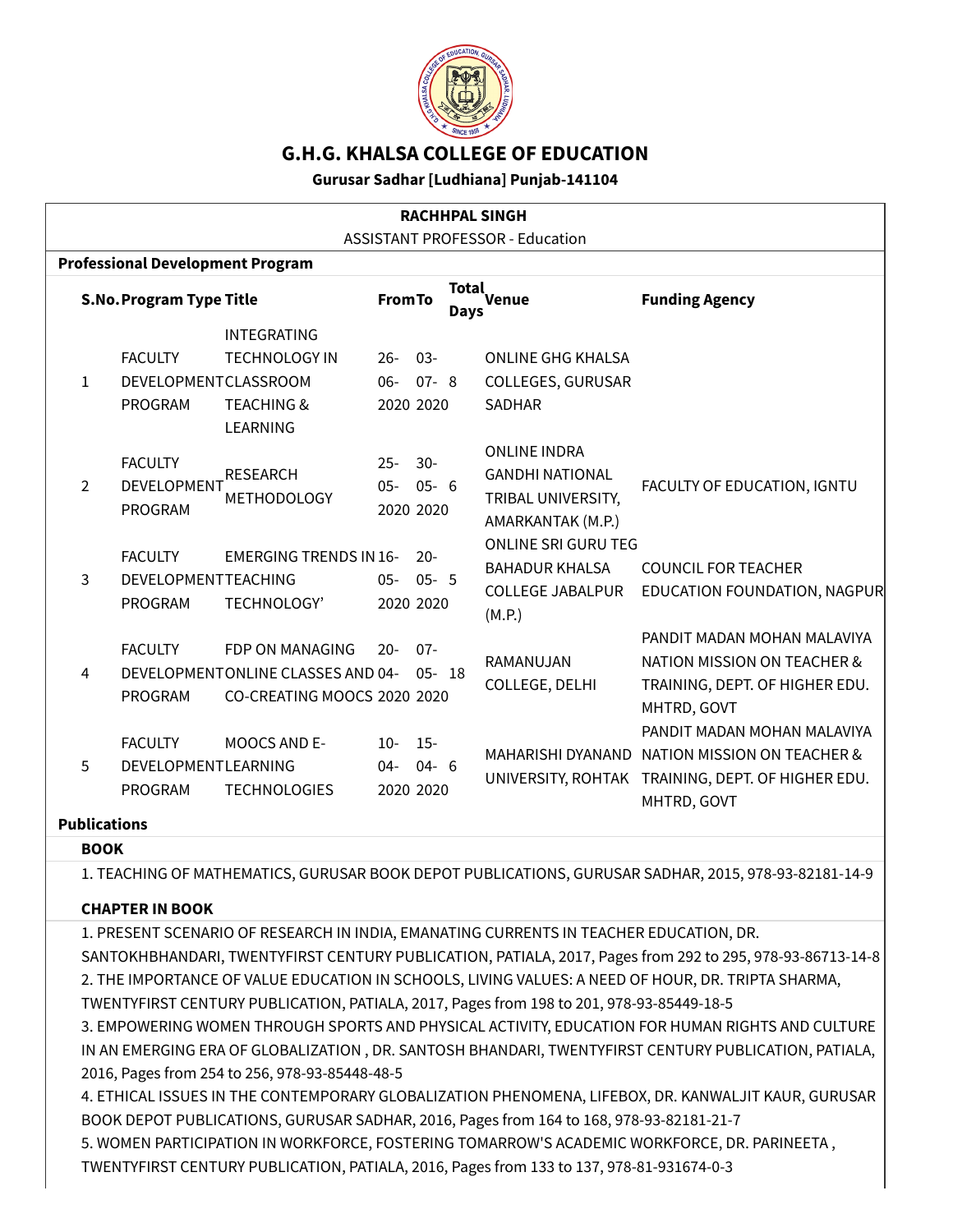# G.H.G. KHALSA COLLEGE OF EDUCATION

**Gurusar Sadhar [Ludhiana] Punjab-141104**

**RACHHPAL SINGH**

ASSISTANT PROFESSOR - Education

**Professional Development Program**

| S.No. | Program Type | Title | From | To | Total Days | Venue | Funding Agency |
|---|---|---|---|---|---|---|---|
| 1 | FACULTY DEVELOPMENT PROGRAM | INTEGRATING TECHNOLOGY IN CLASSROOM TEACHING & LEARNING | 26-06-2020 | 03-07-2020 | 8 | ONLINE GHG KHALSA COLLEGES, GURUSAR SADHAR | |
| 2 | FACULTY DEVELOPMENT PROGRAM | RESEARCH METHODOLOGY | 25-05-2020 | 30-05-2020 | 6 | ONLINE INDRA GANDHI NATIONAL TRIBAL UNIVERSITY, AMARKANTAK (M.P.) | FACULTY OF EDUCATION, IGNTU |
| 3 | FACULTY DEVELOPMENT PROGRAM | EMERGING TRENDS IN TEACHING TECHNOLOGY' | 16-05-2020 | 20-05-2020 | 5 | ONLINE SRI GURU TEG BAHADUR KHALSA COLLEGE JABALPUR (M.P.) | COUNCIL FOR TEACHER EDUCATION FOUNDATION, NAGPUR |
| 4 | FACULTY DEVELOPMENT PROGRAM | FDP ON MANAGING ONLINE CLASSES AND CO-CREATING MOOCS | 20-04-2020 | 07-05-2020 | 18 | RAMANUJAN COLLEGE, DELHI | PANDIT MADAN MOHAN MALAVIYA NATION MISSION ON TEACHER & TRAINING, DEPT. OF HIGHER EDU. MHTRD, GOVT |
| 5 | FACULTY DEVELOPMENT PROGRAM | MOOCS AND E-LEARNING TECHNOLOGIES | 10-04-2020 | 15-04-2020 | 6 | MAHARISHI DYANAND UNIVERSITY, ROHTAK | PANDIT MADAN MOHAN MALAVIYA NATION MISSION ON TEACHER & TRAINING, DEPT. OF HIGHER EDU. MHTRD, GOVT |

**Publications**

**BOOK**

1. TEACHING OF MATHEMATICS, GURUSAR BOOK DEPOT PUBLICATIONS, GURUSAR SADHAR, 2015, 978-93-82181-14-9

**CHAPTER IN BOOK**

1. PRESENT SCENARIO OF RESEARCH IN INDIA, EMANATING CURRENTS IN TEACHER EDUCATION, DR. SANTOKHBHANDARI, TWENTYFIRST CENTURY PUBLICATION, PATIALA, 2017, Pages from 292 to 295, 978-93-86713-14-8
2. THE IMPORTANCE OF VALUE EDUCATION IN SCHOOLS, LIVING VALUES: A NEED OF HOUR, DR. TRIPTA SHARMA, TWENTYFIRST CENTURY PUBLICATION, PATIALA, 2017, Pages from 198 to 201, 978-93-85449-18-5
3. EMPOWERING WOMEN THROUGH SPORTS AND PHYSICAL ACTIVITY, EDUCATION FOR HUMAN RIGHTS AND CULTURE IN AN EMERGING ERA OF GLOBALIZATION , DR. SANTOSH BHANDARI, TWENTYFIRST CENTURY PUBLICATION, PATIALA, 2016, Pages from 254 to 256, 978-93-85448-48-5
4. ETHICAL ISSUES IN THE CONTEMPORARY GLOBALIZATION PHENOMENA, LIFEBOX, DR. KANWALJIT KAUR, GURUSAR BOOK DEPOT PUBLICATIONS, GURUSAR SADHAR, 2016, Pages from 164 to 168, 978-93-82181-21-7
5. WOMEN PARTICIPATION IN WORKFORCE, FOSTERING TOMARROW'S ACADEMIC WORKFORCE, DR. PARINEETA , TWENTYFIRST CENTURY PUBLICATION, PATIALA, 2016, Pages from 133 to 137, 978-81-931674-0-3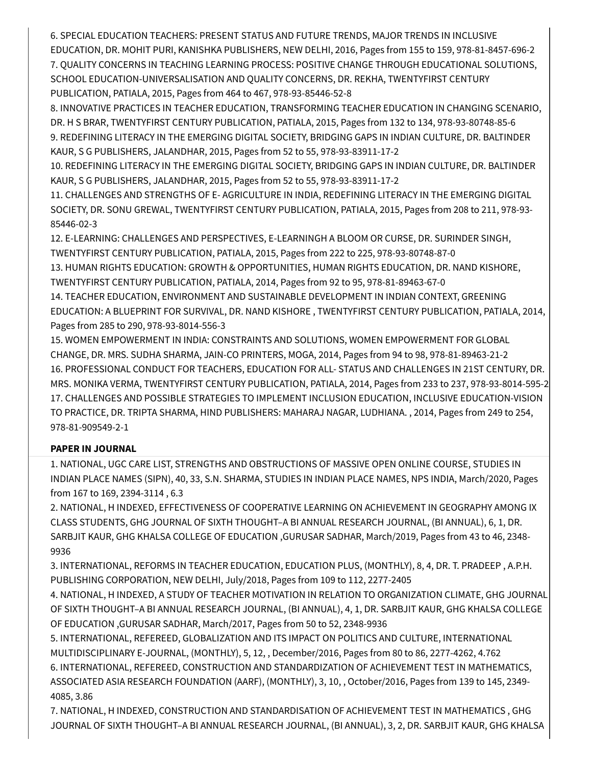6. SPECIAL EDUCATION TEACHERS: PRESENT STATUS AND FUTURE TRENDS, MAJOR TRENDS IN INCLUSIVE EDUCATION, DR. MOHIT PURI, KANISHKA PUBLISHERS, NEW DELHI, 2016, Pages from 155 to 159, 978-81-8457-696-2
7. QUALITY CONCERNS IN TEACHING LEARNING PROCESS: POSITIVE CHANGE THROUGH EDUCATIONAL SOLUTIONS, SCHOOL EDUCATION-UNIVERSALISATION AND QUALITY CONCERNS, DR. REKHA, TWENTYFIRST CENTURY PUBLICATION, PATIALA, 2015, Pages from 464 to 467, 978-93-85446-52-8
8. INNOVATIVE PRACTICES IN TEACHER EDUCATION, TRANSFORMING TEACHER EDUCATION IN CHANGING SCENARIO, DR. H S BRAR, TWENTYFIRST CENTURY PUBLICATION, PATIALA, 2015, Pages from 132 to 134, 978-93-80748-85-6
9. REDEFINING LITERACY IN THE EMERGING DIGITAL SOCIETY, BRIDGING GAPS IN INDIAN CULTURE, DR. BALTINDER KAUR, S G PUBLISHERS, JALANDHAR, 2015, Pages from 52 to 55, 978-93-83911-17-2
10. REDEFINING LITERACY IN THE EMERGING DIGITAL SOCIETY, BRIDGING GAPS IN INDIAN CULTURE, DR. BALTINDER KAUR, S G PUBLISHERS, JALANDHAR, 2015, Pages from 52 to 55, 978-93-83911-17-2
11. CHALLENGES AND STRENGTHS OF E- AGRICULTURE IN INDIA, REDEFINING LITERACY IN THE EMERGING DIGITAL SOCIETY, DR. SONU GREWAL, TWENTYFIRST CENTURY PUBLICATION, PATIALA, 2015, Pages from 208 to 211, 978-93-85446-02-3
12. E-LEARNING: CHALLENGES AND PERSPECTIVES, E-LEARNINGH A BLOOM OR CURSE, DR. SURINDER SINGH, TWENTYFIRST CENTURY PUBLICATION, PATIALA, 2015, Pages from 222 to 225, 978-93-80748-87-0
13. HUMAN RIGHTS EDUCATION: GROWTH & OPPORTUNITIES, HUMAN RIGHTS EDUCATION, DR. NAND KISHORE, TWENTYFIRST CENTURY PUBLICATION, PATIALA, 2014, Pages from 92 to 95, 978-81-89463-67-0
14. TEACHER EDUCATION, ENVIRONMENT AND SUSTAINABLE DEVELOPMENT IN INDIAN CONTEXT, GREENING EDUCATION: A BLUEPRINT FOR SURVIVAL, DR. NAND KISHORE , TWENTYFIRST CENTURY PUBLICATION, PATIALA, 2014, Pages from 285 to 290, 978-93-8014-556-3
15. WOMEN EMPOWERMENT IN INDIA: CONSTRAINTS AND SOLUTIONS, WOMEN EMPOWERMENT FOR GLOBAL CHANGE, DR. MRS. SUDHA SHARMA, JAIN-CO PRINTERS, MOGA, 2014, Pages from 94 to 98, 978-81-89463-21-2
16. PROFESSIONAL CONDUCT FOR TEACHERS, EDUCATION FOR ALL- STATUS AND CHALLENGES IN 21ST CENTURY, DR. MRS. MONIKA VERMA, TWENTYFIRST CENTURY PUBLICATION, PATIALA, 2014, Pages from 233 to 237, 978-93-8014-595-2
17. CHALLENGES AND POSSIBLE STRATEGIES TO IMPLEMENT INCLUSION EDUCATION, INCLUSIVE EDUCATION-VISION TO PRACTICE, DR. TRIPTA SHARMA, HIND PUBLISHERS: MAHARAJ NAGAR, LUDHIANA. , 2014, Pages from 249 to 254, 978-81-909549-2-1

**PAPER IN JOURNAL**

1. NATIONAL, UGC CARE LIST, STRENGTHS AND OBSTRUCTIONS OF MASSIVE OPEN ONLINE COURSE, STUDIES IN INDIAN PLACE NAMES (SIPN), 40, 33, S.N. SHARMA, STUDIES IN INDIAN PLACE NAMES, NPS INDIA, March/2020, Pages from 167 to 169, 2394-3114 , 6.3
2. NATIONAL, H INDEXED, EFFECTIVENESS OF COOPERATIVE LEARNING ON ACHIEVEMENT IN GEOGRAPHY AMONG IX CLASS STUDENTS, GHG JOURNAL OF SIXTH THOUGHT–A BI ANNUAL RESEARCH JOURNAL, (BI ANNUAL), 6, 1, DR. SARBJIT KAUR, GHG KHALSA COLLEGE OF EDUCATION ,GURUSAR SADHAR, March/2019, Pages from 43 to 46, 2348-9936
3. INTERNATIONAL, REFORMS IN TEACHER EDUCATION, EDUCATION PLUS, (MONTHLY), 8, 4, DR. T. PRADEEP , A.P.H. PUBLISHING CORPORATION, NEW DELHI, July/2018, Pages from 109 to 112, 2277-2405
4. NATIONAL, H INDEXED, A STUDY OF TEACHER MOTIVATION IN RELATION TO ORGANIZATION CLIMATE, GHG JOURNAL OF SIXTH THOUGHT–A BI ANNUAL RESEARCH JOURNAL, (BI ANNUAL), 4, 1, DR. SARBJIT KAUR, GHG KHALSA COLLEGE OF EDUCATION ,GURUSAR SADHAR, March/2017, Pages from 50 to 52, 2348-9936
5. INTERNATIONAL, REFEREED, GLOBALIZATION AND ITS IMPACT ON POLITICS AND CULTURE, INTERNATIONAL MULTIDISCIPLINARY E-JOURNAL, (MONTHLY), 5, 12, , December/2016, Pages from 80 to 86, 2277-4262, 4.762
6. INTERNATIONAL, REFEREED, CONSTRUCTION AND STANDARDIZATION OF ACHIEVEMENT TEST IN MATHEMATICS, ASSOCIATED ASIA RESEARCH FOUNDATION (AARF), (MONTHLY), 3, 10, , October/2016, Pages from 139 to 145, 2349-4085, 3.86
7. NATIONAL, H INDEXED, CONSTRUCTION AND STANDARDISATION OF ACHIEVEMENT TEST IN MATHEMATICS , GHG JOURNAL OF SIXTH THOUGHT–A BI ANNUAL RESEARCH JOURNAL, (BI ANNUAL), 3, 2, DR. SARBJIT KAUR, GHG KHALSA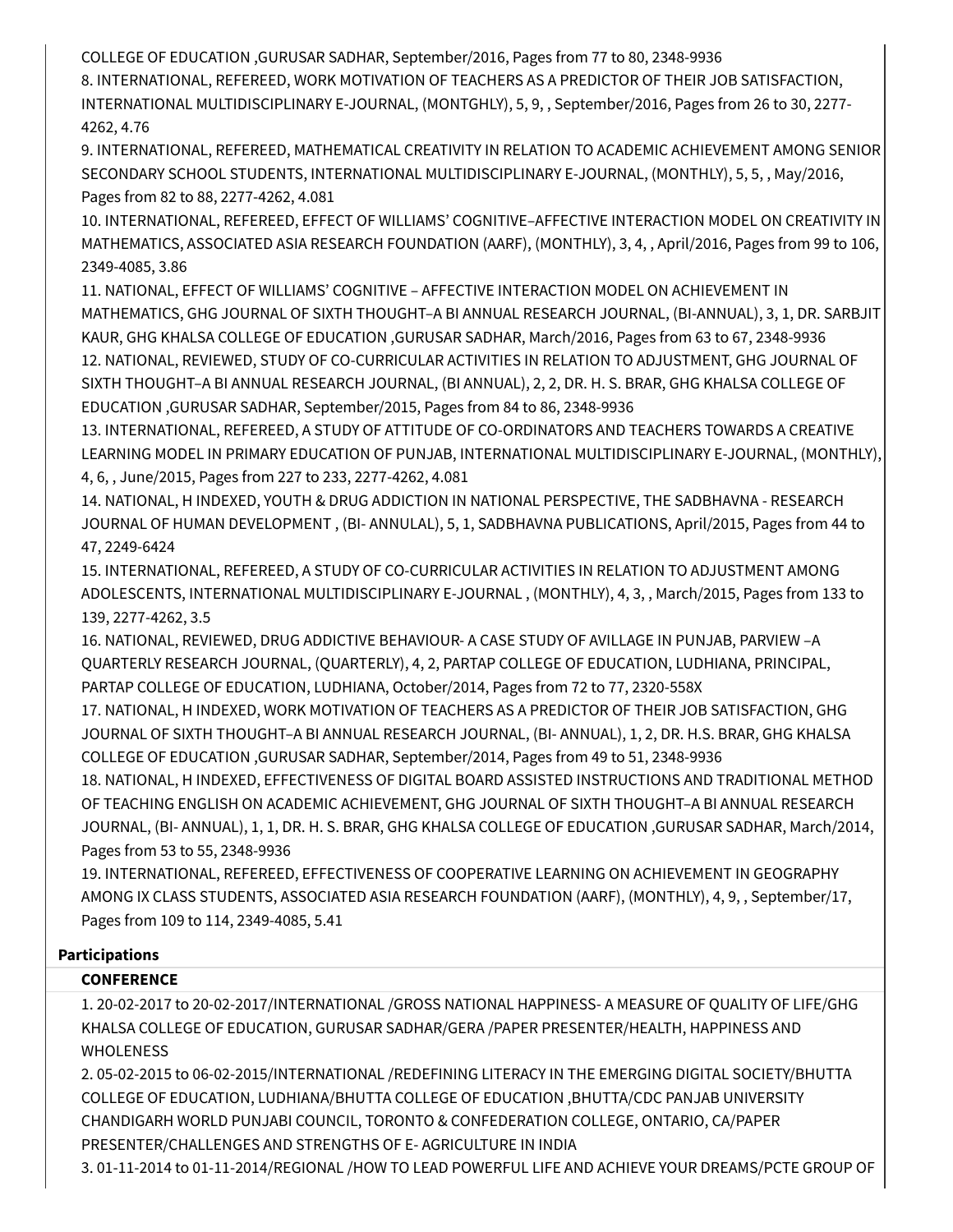COLLEGE OF EDUCATION ,GURUSAR SADHAR, September/2016, Pages from 77 to 80, 2348-9936

8. INTERNATIONAL, REFEREED, WORK MOTIVATION OF TEACHERS AS A PREDICTOR OF THEIR JOB SATISFACTION, INTERNATIONAL MULTIDISCIPLINARY E-JOURNAL, (MONTGHLY), 5, 9, , September/2016, Pages from 26 to 30, 2277-4262, 4.76

9. INTERNATIONAL, REFEREED, MATHEMATICAL CREATIVITY IN RELATION TO ACADEMIC ACHIEVEMENT AMONG SENIOR SECONDARY SCHOOL STUDENTS, INTERNATIONAL MULTIDISCIPLINARY E-JOURNAL, (MONTHLY), 5, 5, , May/2016, Pages from 82 to 88, 2277-4262, 4.081

10. INTERNATIONAL, REFEREED, EFFECT OF WILLIAMS' COGNITIVE–AFFECTIVE INTERACTION MODEL ON CREATIVITY IN MATHEMATICS, ASSOCIATED ASIA RESEARCH FOUNDATION (AARF), (MONTHLY), 3, 4, , April/2016, Pages from 99 to 106, 2349-4085, 3.86

11. NATIONAL, EFFECT OF WILLIAMS' COGNITIVE – AFFECTIVE INTERACTION MODEL ON ACHIEVEMENT IN MATHEMATICS, GHG JOURNAL OF SIXTH THOUGHT–A BI ANNUAL RESEARCH JOURNAL, (BI-ANNUAL), 3, 1, DR. SARBJIT KAUR, GHG KHALSA COLLEGE OF EDUCATION ,GURUSAR SADHAR, March/2016, Pages from 63 to 67, 2348-9936

12. NATIONAL, REVIEWED, STUDY OF CO-CURRICULAR ACTIVITIES IN RELATION TO ADJUSTMENT, GHG JOURNAL OF SIXTH THOUGHT–A BI ANNUAL RESEARCH JOURNAL, (BI ANNUAL), 2, 2, DR. H. S. BRAR, GHG KHALSA COLLEGE OF EDUCATION ,GURUSAR SADHAR, September/2015, Pages from 84 to 86, 2348-9936

13. INTERNATIONAL, REFEREED, A STUDY OF ATTITUDE OF CO-ORDINATORS AND TEACHERS TOWARDS A CREATIVE LEARNING MODEL IN PRIMARY EDUCATION OF PUNJAB, INTERNATIONAL MULTIDISCIPLINARY E-JOURNAL, (MONTHLY), 4, 6, , June/2015, Pages from 227 to 233, 2277-4262, 4.081

14. NATIONAL, H INDEXED, YOUTH & DRUG ADDICTION IN NATIONAL PERSPECTIVE, THE SADBHAVNA - RESEARCH JOURNAL OF HUMAN DEVELOPMENT , (BI- ANNULAL), 5, 1, SADBHAVNA PUBLICATIONS, April/2015, Pages from 44 to 47, 2249-6424

15. INTERNATIONAL, REFEREED, A STUDY OF CO-CURRICULAR ACTIVITIES IN RELATION TO ADJUSTMENT AMONG ADOLESCENTS, INTERNATIONAL MULTIDISCIPLINARY E-JOURNAL , (MONTHLY), 4, 3, , March/2015, Pages from 133 to 139, 2277-4262, 3.5

16. NATIONAL, REVIEWED, DRUG ADDICTIVE BEHAVIOUR- A CASE STUDY OF AVILLAGE IN PUNJAB, PARVIEW –A QUARTERLY RESEARCH JOURNAL, (QUARTERLY), 4, 2, PARTAP COLLEGE OF EDUCATION, LUDHIANA, PRINCIPAL, PARTAP COLLEGE OF EDUCATION, LUDHIANA, October/2014, Pages from 72 to 77, 2320-558X

17. NATIONAL, H INDEXED, WORK MOTIVATION OF TEACHERS AS A PREDICTOR OF THEIR JOB SATISFACTION, GHG JOURNAL OF SIXTH THOUGHT–A BI ANNUAL RESEARCH JOURNAL, (BI- ANNUAL), 1, 2, DR. H.S. BRAR, GHG KHALSA COLLEGE OF EDUCATION ,GURUSAR SADHAR, September/2014, Pages from 49 to 51, 2348-9936

18. NATIONAL, H INDEXED, EFFECTIVENESS OF DIGITAL BOARD ASSISTED INSTRUCTIONS AND TRADITIONAL METHOD OF TEACHING ENGLISH ON ACADEMIC ACHIEVEMENT, GHG JOURNAL OF SIXTH THOUGHT–A BI ANNUAL RESEARCH JOURNAL, (BI- ANNUAL), 1, 1, DR. H. S. BRAR, GHG KHALSA COLLEGE OF EDUCATION ,GURUSAR SADHAR, March/2014, Pages from 53 to 55, 2348-9936

19. INTERNATIONAL, REFEREED, EFFECTIVENESS OF COOPERATIVE LEARNING ON ACHIEVEMENT IN GEOGRAPHY AMONG IX CLASS STUDENTS, ASSOCIATED ASIA RESEARCH FOUNDATION (AARF), (MONTHLY), 4, 9, , September/17, Pages from 109 to 114, 2349-4085, 5.41

**Participations**

**CONFERENCE**

1. 20-02-2017 to 20-02-2017/INTERNATIONAL /GROSS NATIONAL HAPPINESS- A MEASURE OF QUALITY OF LIFE/GHG KHALSA COLLEGE OF EDUCATION, GURUSAR SADHAR/GERA /PAPER PRESENTER/HEALTH, HAPPINESS AND WHOLENESS

2. 05-02-2015 to 06-02-2015/INTERNATIONAL /REDEFINING LITERACY IN THE EMERGING DIGITAL SOCIETY/BHUTTA COLLEGE OF EDUCATION, LUDHIANA/BHUTTA COLLEGE OF EDUCATION ,BHUTTA/CDC PANJAB UNIVERSITY CHANDIGARH WORLD PUNJABI COUNCIL, TORONTO & CONFEDERATION COLLEGE, ONTARIO, CA/PAPER PRESENTER/CHALLENGES AND STRENGTHS OF E- AGRICULTURE IN INDIA

3. 01-11-2014 to 01-11-2014/REGIONAL /HOW TO LEAD POWERFUL LIFE AND ACHIEVE YOUR DREAMS/PCTE GROUP OF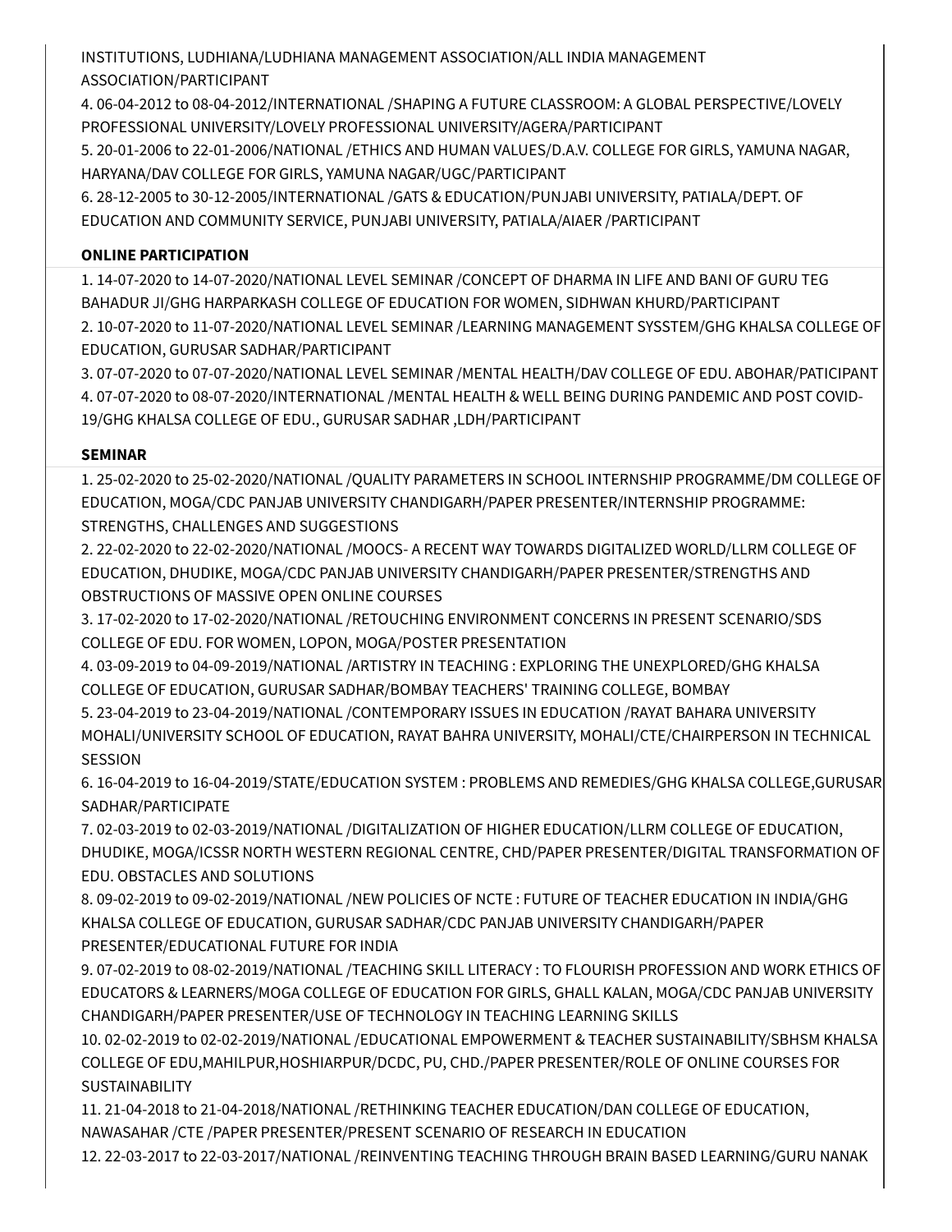INSTITUTIONS, LUDHIANA/LUDHIANA MANAGEMENT ASSOCIATION/ALL INDIA MANAGEMENT ASSOCIATION/PARTICIPANT

4. 06-04-2012 to 08-04-2012/INTERNATIONAL /SHAPING A FUTURE CLASSROOM: A GLOBAL PERSPECTIVE/LOVELY PROFESSIONAL UNIVERSITY/LOVELY PROFESSIONAL UNIVERSITY/AGERA/PARTICIPANT
5. 20-01-2006 to 22-01-2006/NATIONAL /ETHICS AND HUMAN VALUES/D.A.V. COLLEGE FOR GIRLS, YAMUNA NAGAR, HARYANA/DAV COLLEGE FOR GIRLS, YAMUNA NAGAR/UGC/PARTICIPANT
6. 28-12-2005 to 30-12-2005/INTERNATIONAL /GATS & EDUCATION/PUNJABI UNIVERSITY, PATIALA/DEPT. OF EDUCATION AND COMMUNITY SERVICE, PUNJABI UNIVERSITY, PATIALA/AIAER /PARTICIPANT

**ONLINE PARTICIPATION**

1. 14-07-2020 to 14-07-2020/NATIONAL LEVEL SEMINAR /CONCEPT OF DHARMA IN LIFE AND BANI OF GURU TEG BAHADUR JI/GHG HARPARKASH COLLEGE OF EDUCATION FOR WOMEN, SIDHWAN KHURD/PARTICIPANT
2. 10-07-2020 to 11-07-2020/NATIONAL LEVEL SEMINAR /LEARNING MANAGEMENT SYSSTEM/GHG KHALSA COLLEGE OF EDUCATION, GURUSAR SADHAR/PARTICIPANT
3. 07-07-2020 to 07-07-2020/NATIONAL LEVEL SEMINAR /MENTAL HEALTH/DAV COLLEGE OF EDU. ABOHAR/PATICIPANT
4. 07-07-2020 to 08-07-2020/INTERNATIONAL /MENTAL HEALTH & WELL BEING DURING PANDEMIC AND POST COVID-19/GHG KHALSA COLLEGE OF EDU., GURUSAR SADHAR ,LDH/PARTICIPANT

**SEMINAR**

1. 25-02-2020 to 25-02-2020/NATIONAL /QUALITY PARAMETERS IN SCHOOL INTERNSHIP PROGRAMME/DM COLLEGE OF EDUCATION, MOGA/CDC PANJAB UNIVERSITY CHANDIGARH/PAPER PRESENTER/INTERNSHIP PROGRAMME: STRENGTHS, CHALLENGES AND SUGGESTIONS
2. 22-02-2020 to 22-02-2020/NATIONAL /MOOCS- A RECENT WAY TOWARDS DIGITALIZED WORLD/LLRM COLLEGE OF EDUCATION, DHUDIKE, MOGA/CDC PANJAB UNIVERSITY CHANDIGARH/PAPER PRESENTER/STRENGTHS AND OBSTRUCTIONS OF MASSIVE OPEN ONLINE COURSES
3. 17-02-2020 to 17-02-2020/NATIONAL /RETOUCHING ENVIRONMENT CONCERNS IN PRESENT SCENARIO/SDS COLLEGE OF EDU. FOR WOMEN, LOPON, MOGA/POSTER PRESENTATION
4. 03-09-2019 to 04-09-2019/NATIONAL /ARTISTRY IN TEACHING : EXPLORING THE UNEXPLORED/GHG KHALSA COLLEGE OF EDUCATION, GURUSAR SADHAR/BOMBAY TEACHERS' TRAINING COLLEGE, BOMBAY
5. 23-04-2019 to 23-04-2019/NATIONAL /CONTEMPORARY ISSUES IN EDUCATION /RAYAT BAHARA UNIVERSITY MOHALI/UNIVERSITY SCHOOL OF EDUCATION, RAYAT BAHRA UNIVERSITY, MOHALI/CTE/CHAIRPERSON IN TECHNICAL SESSION
6. 16-04-2019 to 16-04-2019/STATE/EDUCATION SYSTEM : PROBLEMS AND REMEDIES/GHG KHALSA COLLEGE,GURUSAR SADHAR/PARTICIPATE
7. 02-03-2019 to 02-03-2019/NATIONAL /DIGITALIZATION OF HIGHER EDUCATION/LLRM COLLEGE OF EDUCATION, DHUDIKE, MOGA/ICSSR NORTH WESTERN REGIONAL CENTRE, CHD/PAPER PRESENTER/DIGITAL TRANSFORMATION OF EDU. OBSTACLES AND SOLUTIONS
8. 09-02-2019 to 09-02-2019/NATIONAL /NEW POLICIES OF NCTE : FUTURE OF TEACHER EDUCATION IN INDIA/GHG KHALSA COLLEGE OF EDUCATION, GURUSAR SADHAR/CDC PANJAB UNIVERSITY CHANDIGARH/PAPER PRESENTER/EDUCATIONAL FUTURE FOR INDIA
9. 07-02-2019 to 08-02-2019/NATIONAL /TEACHING SKILL LITERACY : TO FLOURISH PROFESSION AND WORK ETHICS OF EDUCATORS & LEARNERS/MOGA COLLEGE OF EDUCATION FOR GIRLS, GHALL KALAN, MOGA/CDC PANJAB UNIVERSITY CHANDIGARH/PAPER PRESENTER/USE OF TECHNOLOGY IN TEACHING LEARNING SKILLS
10. 02-02-2019 to 02-02-2019/NATIONAL /EDUCATIONAL EMPOWERMENT & TEACHER SUSTAINABILITY/SBHSM KHALSA COLLEGE OF EDU,MAHILPUR,HOSHIARPUR/DCDC, PU, CHD./PAPER PRESENTER/ROLE OF ONLINE COURSES FOR SUSTAINABILITY
11. 21-04-2018 to 21-04-2018/NATIONAL /RETHINKING TEACHER EDUCATION/DAN COLLEGE OF EDUCATION, NAWASAHAR /CTE /PAPER PRESENTER/PRESENT SCENARIO OF RESEARCH IN EDUCATION
12. 22-03-2017 to 22-03-2017/NATIONAL /REINVENTING TEACHING THROUGH BRAIN BASED LEARNING/GURU NANAK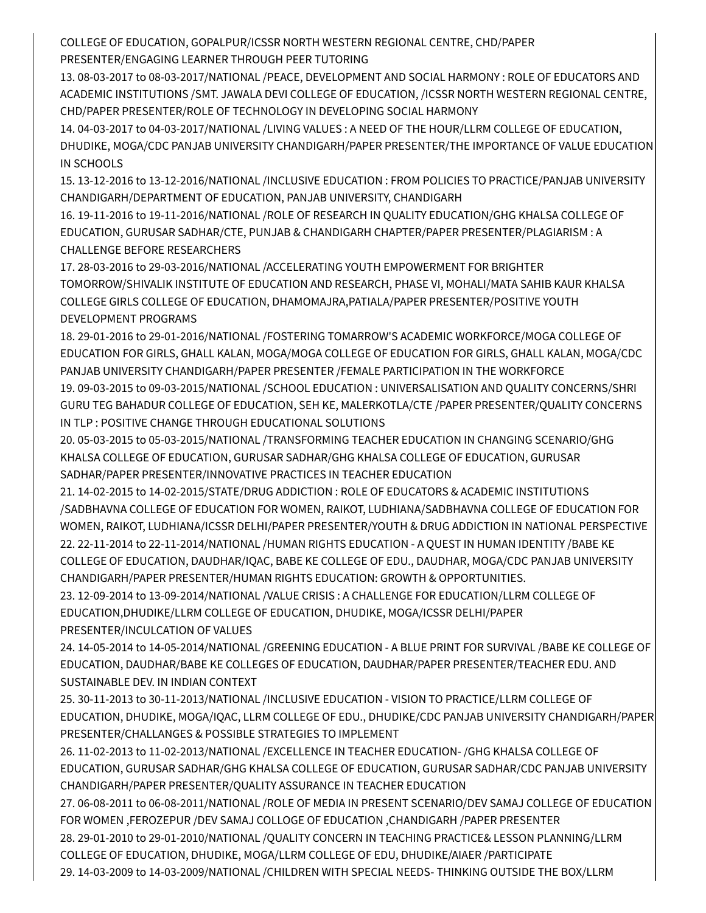COLLEGE OF EDUCATION, GOPALPUR/ICSSR NORTH WESTERN REGIONAL CENTRE, CHD/PAPER PRESENTER/ENGAGING LEARNER THROUGH PEER TUTORING

13. 08-03-2017 to 08-03-2017/NATIONAL /PEACE, DEVELOPMENT AND SOCIAL HARMONY : ROLE OF EDUCATORS AND ACADEMIC INSTITUTIONS /SMT. JAWALA DEVI COLLEGE OF EDUCATION, /ICSSR NORTH WESTERN REGIONAL CENTRE, CHD/PAPER PRESENTER/ROLE OF TECHNOLOGY IN DEVELOPING SOCIAL HARMONY

14. 04-03-2017 to 04-03-2017/NATIONAL /LIVING VALUES : A NEED OF THE HOUR/LLRM COLLEGE OF EDUCATION, DHUDIKE, MOGA/CDC PANJAB UNIVERSITY CHANDIGARH/PAPER PRESENTER/THE IMPORTANCE OF VALUE EDUCATION IN SCHOOLS

15. 13-12-2016 to 13-12-2016/NATIONAL /INCLUSIVE EDUCATION : FROM POLICIES TO PRACTICE/PANJAB UNIVERSITY CHANDIGARH/DEPARTMENT OF EDUCATION, PANJAB UNIVERSITY, CHANDIGARH

16. 19-11-2016 to 19-11-2016/NATIONAL /ROLE OF RESEARCH IN QUALITY EDUCATION/GHG KHALSA COLLEGE OF EDUCATION, GURUSAR SADHAR/CTE, PUNJAB & CHANDIGARH CHAPTER/PAPER PRESENTER/PLAGIARISM : A CHALLENGE BEFORE RESEARCHERS

17. 28-03-2016 to 29-03-2016/NATIONAL /ACCELERATING YOUTH EMPOWERMENT FOR BRIGHTER TOMORROW/SHIVALIK INSTITUTE OF EDUCATION AND RESEARCH, PHASE VI, MOHALI/MATA SAHIB KAUR KHALSA COLLEGE GIRLS COLLEGE OF EDUCATION, DHAMOMAJRA,PATIALA/PAPER PRESENTER/POSITIVE YOUTH DEVELOPMENT PROGRAMS

18. 29-01-2016 to 29-01-2016/NATIONAL /FOSTERING TOMARROW'S ACADEMIC WORKFORCE/MOGA COLLEGE OF EDUCATION FOR GIRLS, GHALL KALAN, MOGA/MOGA COLLEGE OF EDUCATION FOR GIRLS, GHALL KALAN, MOGA/CDC PANJAB UNIVERSITY CHANDIGARH/PAPER PRESENTER /FEMALE PARTICIPATION IN THE WORKFORCE

19. 09-03-2015 to 09-03-2015/NATIONAL /SCHOOL EDUCATION : UNIVERSALISATION AND QUALITY CONCERNS/SHRI GURU TEG BAHADUR COLLEGE OF EDUCATION, SEH KE, MALERKOTLA/CTE /PAPER PRESENTER/QUALITY CONCERNS IN TLP : POSITIVE CHANGE THROUGH EDUCATIONAL SOLUTIONS

20. 05-03-2015 to 05-03-2015/NATIONAL /TRANSFORMING TEACHER EDUCATION IN CHANGING SCENARIO/GHG KHALSA COLLEGE OF EDUCATION, GURUSAR SADHAR/GHG KHALSA COLLEGE OF EDUCATION, GURUSAR SADHAR/PAPER PRESENTER/INNOVATIVE PRACTICES IN TEACHER EDUCATION

21. 14-02-2015 to 14-02-2015/STATE/DRUG ADDICTION : ROLE OF EDUCATORS & ACADEMIC INSTITUTIONS /SADBHAVNA COLLEGE OF EDUCATION FOR WOMEN, RAIKOT, LUDHIANA/SADBHAVNA COLLEGE OF EDUCATION FOR WOMEN, RAIKOT, LUDHIANA/ICSSR DELHI/PAPER PRESENTER/YOUTH & DRUG ADDICTION IN NATIONAL PERSPECTIVE

22. 22-11-2014 to 22-11-2014/NATIONAL /HUMAN RIGHTS EDUCATION - A QUEST IN HUMAN IDENTITY /BABE KE COLLEGE OF EDUCATION, DAUDHAR/IQAC, BABE KE COLLEGE OF EDU., DAUDHAR, MOGA/CDC PANJAB UNIVERSITY CHANDIGARH/PAPER PRESENTER/HUMAN RIGHTS EDUCATION: GROWTH & OPPORTUNITIES.

23. 12-09-2014 to 13-09-2014/NATIONAL /VALUE CRISIS : A CHALLENGE FOR EDUCATION/LLRM COLLEGE OF EDUCATION,DHUDIKE/LLRM COLLEGE OF EDUCATION, DHUDIKE, MOGA/ICSSR DELHI/PAPER PRESENTER/INCULCATION OF VALUES

24. 14-05-2014 to 14-05-2014/NATIONAL /GREENING EDUCATION - A BLUE PRINT FOR SURVIVAL /BABE KE COLLEGE OF EDUCATION, DAUDHAR/BABE KE COLLEGES OF EDUCATION, DAUDHAR/PAPER PRESENTER/TEACHER EDU. AND SUSTAINABLE DEV. IN INDIAN CONTEXT

25. 30-11-2013 to 30-11-2013/NATIONAL /INCLUSIVE EDUCATION - VISION TO PRACTICE/LLRM COLLEGE OF EDUCATION, DHUDIKE, MOGA/IQAC, LLRM COLLEGE OF EDU., DHUDIKE/CDC PANJAB UNIVERSITY CHANDIGARH/PAPER PRESENTER/CHALLANGES & POSSIBLE STRATEGIES TO IMPLEMENT

26. 11-02-2013 to 11-02-2013/NATIONAL /EXCELLENCE IN TEACHER EDUCATION- /GHG KHALSA COLLEGE OF EDUCATION, GURUSAR SADHAR/GHG KHALSA COLLEGE OF EDUCATION, GURUSAR SADHAR/CDC PANJAB UNIVERSITY CHANDIGARH/PAPER PRESENTER/QUALITY ASSURANCE IN TEACHER EDUCATION

27. 06-08-2011 to 06-08-2011/NATIONAL /ROLE OF MEDIA IN PRESENT SCENARIO/DEV SAMAJ COLLEGE OF EDUCATION FOR WOMEN ,FEROZEPUR /DEV SAMAJ COLLOGE OF EDUCATION ,CHANDIGARH /PAPER PRESENTER

28. 29-01-2010 to 29-01-2010/NATIONAL /QUALITY CONCERN IN TEACHING PRACTICE& LESSON PLANNING/LLRM COLLEGE OF EDUCATION, DHUDIKE, MOGA/LLRM COLLEGE OF EDU, DHUDIKE/AIAER /PARTICIPATE

29. 14-03-2009 to 14-03-2009/NATIONAL /CHILDREN WITH SPECIAL NEEDS- THINKING OUTSIDE THE BOX/LLRM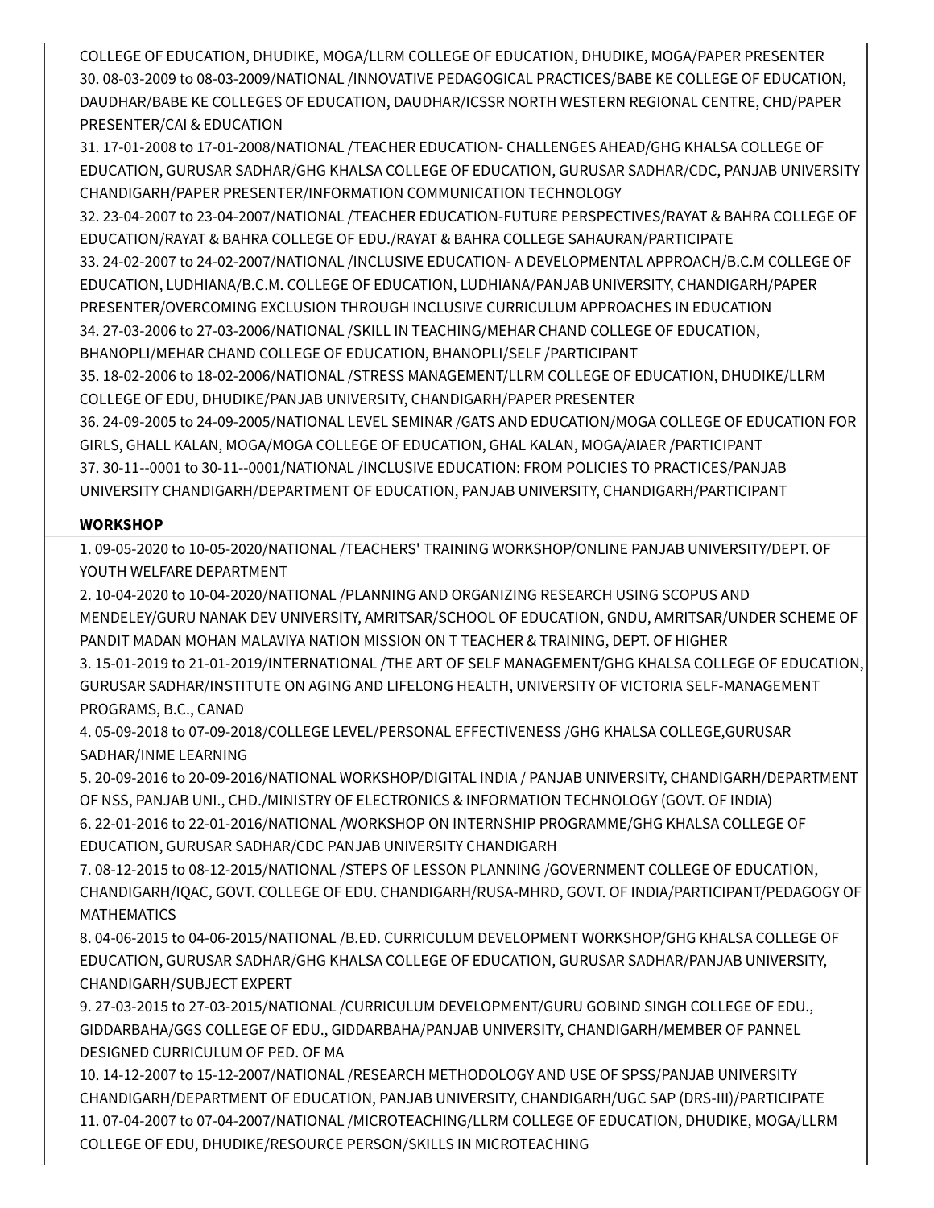COLLEGE OF EDUCATION, DHUDIKE, MOGA/LLRM COLLEGE OF EDUCATION, DHUDIKE, MOGA/PAPER PRESENTER

30. 08-03-2009 to 08-03-2009/NATIONAL /INNOVATIVE PEDAGOGICAL PRACTICES/BABE KE COLLEGE OF EDUCATION, DAUDHAR/BABE KE COLLEGES OF EDUCATION, DAUDHAR/ICSSR NORTH WESTERN REGIONAL CENTRE, CHD/PAPER PRESENTER/CAI & EDUCATION
31. 17-01-2008 to 17-01-2008/NATIONAL /TEACHER EDUCATION- CHALLENGES AHEAD/GHG KHALSA COLLEGE OF EDUCATION, GURUSAR SADHAR/GHG KHALSA COLLEGE OF EDUCATION, GURUSAR SADHAR/CDC, PANJAB UNIVERSITY CHANDIGARH/PAPER PRESENTER/INFORMATION COMMUNICATION TECHNOLOGY
32. 23-04-2007 to 23-04-2007/NATIONAL /TEACHER EDUCATION-FUTURE PERSPECTIVES/RAYAT & BAHRA COLLEGE OF EDUCATION/RAYAT & BAHRA COLLEGE OF EDU./RAYAT & BAHRA COLLEGE SAHAURAN/PARTICIPATE
33. 24-02-2007 to 24-02-2007/NATIONAL /INCLUSIVE EDUCATION- A DEVELOPMENTAL APPROACH/B.C.M COLLEGE OF EDUCATION, LUDHIANA/B.C.M. COLLEGE OF EDUCATION, LUDHIANA/PANJAB UNIVERSITY, CHANDIGARH/PAPER PRESENTER/OVERCOMING EXCLUSION THROUGH INCLUSIVE CURRICULUM APPROACHES IN EDUCATION
34. 27-03-2006 to 27-03-2006/NATIONAL /SKILL IN TEACHING/MEHAR CHAND COLLEGE OF EDUCATION, BHANOPLI/MEHAR CHAND COLLEGE OF EDUCATION, BHANOPLI/SELF /PARTICIPANT
35. 18-02-2006 to 18-02-2006/NATIONAL /STRESS MANAGEMENT/LLRM COLLEGE OF EDUCATION, DHUDIKE/LLRM COLLEGE OF EDU, DHUDIKE/PANJAB UNIVERSITY, CHANDIGARH/PAPER PRESENTER
36. 24-09-2005 to 24-09-2005/NATIONAL LEVEL SEMINAR /GATS AND EDUCATION/MOGA COLLEGE OF EDUCATION FOR GIRLS, GHALL KALAN, MOGA/MOGA COLLEGE OF EDUCATION, GHAL KALAN, MOGA/AIAER /PARTICIPANT
37. 30-11--0001 to 30-11--0001/NATIONAL /INCLUSIVE EDUCATION: FROM POLICIES TO PRACTICES/PANJAB UNIVERSITY CHANDIGARH/DEPARTMENT OF EDUCATION, PANJAB UNIVERSITY, CHANDIGARH/PARTICIPANT

**WORKSHOP**

1. 09-05-2020 to 10-05-2020/NATIONAL /TEACHERS' TRAINING WORKSHOP/ONLINE PANJAB UNIVERSITY/DEPT. OF YOUTH WELFARE DEPARTMENT
2. 10-04-2020 to 10-04-2020/NATIONAL /PLANNING AND ORGANIZING RESEARCH USING SCOPUS AND MENDELEY/GURU NANAK DEV UNIVERSITY, AMRITSAR/SCHOOL OF EDUCATION, GNDU, AMRITSAR/UNDER SCHEME OF PANDIT MADAN MOHAN MALAVIYA NATION MISSION ON T TEACHER & TRAINING, DEPT. OF HIGHER
3. 15-01-2019 to 21-01-2019/INTERNATIONAL /THE ART OF SELF MANAGEMENT/GHG KHALSA COLLEGE OF EDUCATION, GURUSAR SADHAR/INSTITUTE ON AGING AND LIFELONG HEALTH, UNIVERSITY OF VICTORIA SELF-MANAGEMENT PROGRAMS, B.C., CANAD
4. 05-09-2018 to 07-09-2018/COLLEGE LEVEL/PERSONAL EFFECTIVENESS /GHG KHALSA COLLEGE,GURUSAR SADHAR/INME LEARNING
5. 20-09-2016 to 20-09-2016/NATIONAL WORKSHOP/DIGITAL INDIA / PANJAB UNIVERSITY, CHANDIGARH/DEPARTMENT OF NSS, PANJAB UNI., CHD./MINISTRY OF ELECTRONICS & INFORMATION TECHNOLOGY (GOVT. OF INDIA)
6. 22-01-2016 to 22-01-2016/NATIONAL /WORKSHOP ON INTERNSHIP PROGRAMME/GHG KHALSA COLLEGE OF EDUCATION, GURUSAR SADHAR/CDC PANJAB UNIVERSITY CHANDIGARH
7. 08-12-2015 to 08-12-2015/NATIONAL /STEPS OF LESSON PLANNING /GOVERNMENT COLLEGE OF EDUCATION, CHANDIGARH/IQAC, GOVT. COLLEGE OF EDU. CHANDIGARH/RUSA-MHRD, GOVT. OF INDIA/PARTICIPANT/PEDAGOGY OF MATHEMATICS
8. 04-06-2015 to 04-06-2015/NATIONAL /B.ED. CURRICULUM DEVELOPMENT WORKSHOP/GHG KHALSA COLLEGE OF EDUCATION, GURUSAR SADHAR/GHG KHALSA COLLEGE OF EDUCATION, GURUSAR SADHAR/PANJAB UNIVERSITY, CHANDIGARH/SUBJECT EXPERT
9. 27-03-2015 to 27-03-2015/NATIONAL /CURRICULUM DEVELOPMENT/GURU GOBIND SINGH COLLEGE OF EDU., GIDDARBAHA/GGS COLLEGE OF EDU., GIDDARBAHA/PANJAB UNIVERSITY, CHANDIGARH/MEMBER OF PANNEL DESIGNED CURRICULUM OF PED. OF MA
10. 14-12-2007 to 15-12-2007/NATIONAL /RESEARCH METHODOLOGY AND USE OF SPSS/PANJAB UNIVERSITY CHANDIGARH/DEPARTMENT OF EDUCATION, PANJAB UNIVERSITY, CHANDIGARH/UGC SAP (DRS-III)/PARTICIPATE
11. 07-04-2007 to 07-04-2007/NATIONAL /MICROTEACHING/LLRM COLLEGE OF EDUCATION, DHUDIKE, MOGA/LLRM COLLEGE OF EDU, DHUDIKE/RESOURCE PERSON/SKILLS IN MICROTEACHING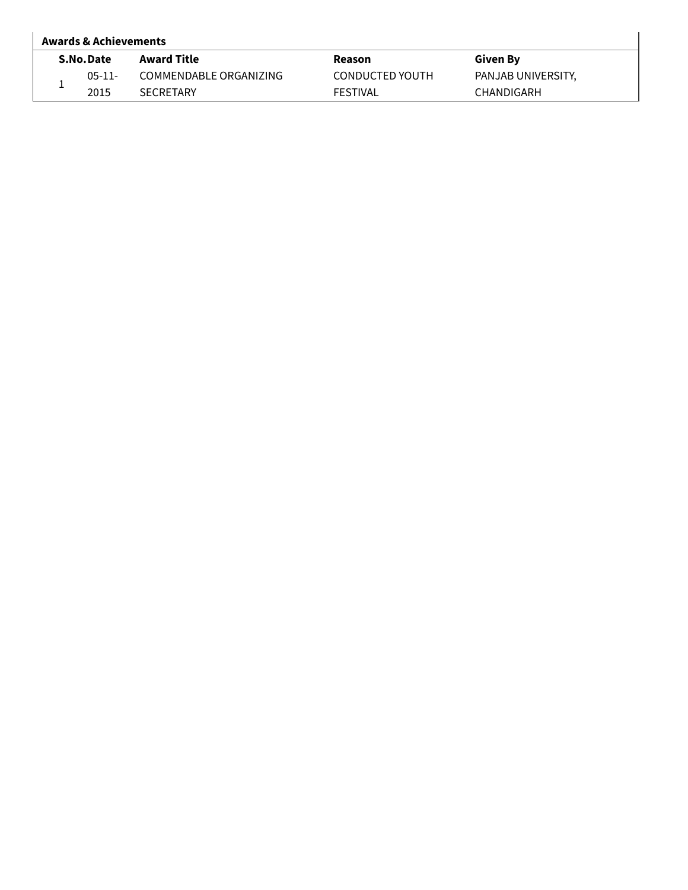**Awards & Achievements**

| S.No. | Date | Award Title | Reason | Given By |
| --- | --- | --- | --- | --- |
| 1 | 05-11-2015 | COMMENDABLE ORGANIZING SECRETARY | CONDUCTED YOUTH FESTIVAL | PANJAB UNIVERSITY, CHANDIGARH |